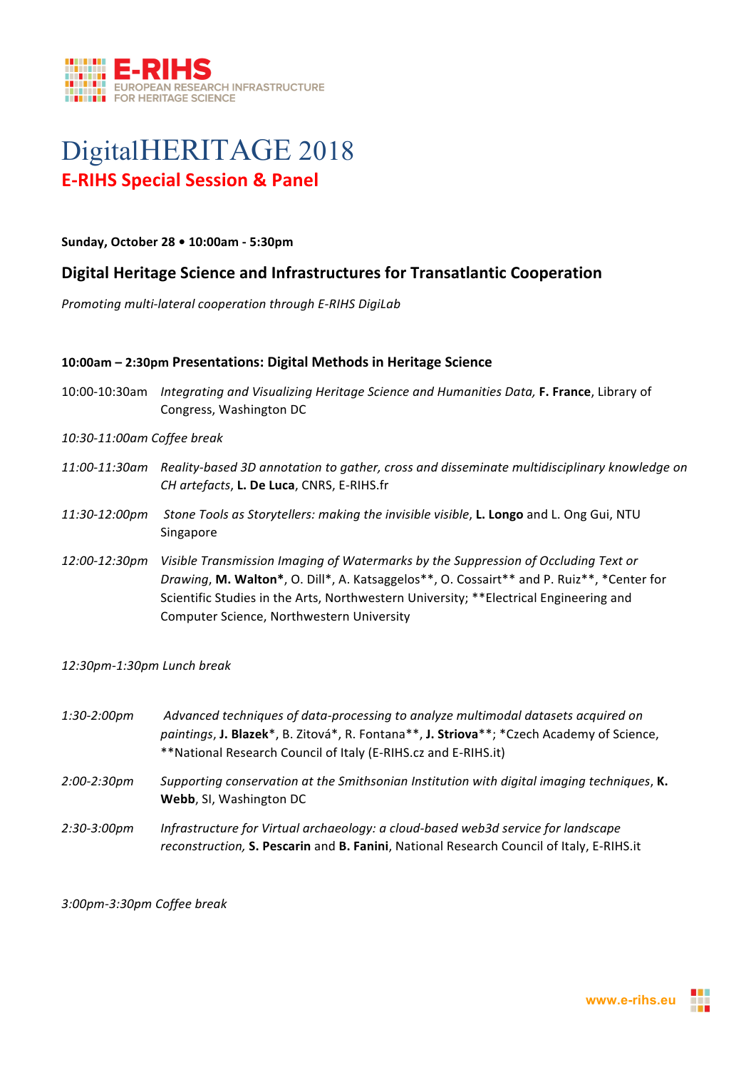E-RIHS
EUROPEAN RESEARCH INFRASTRUCTURE FOR HERITAGE SCIENCE

# DigitalHERITAGE 2018

## E-RIHS Special Session & Panel

**Sunday, October 28 • 10:00am - 5:30pm**

### Digital Heritage Science and Infrastructures for Transatlantic Cooperation

*Promoting multi-lateral cooperation through E-RIHS DigiLab*

#### 10:00am – 2:30pm Presentations: Digital Methods in Heritage Science

10:00-10:30am *Integrating and Visualizing Heritage Science and Humanities Data,* **F. France**, Library of Congress, Washington DC

*10:30-11:00am Coffee break*

*11:00-11:30am* *Reality-based 3D annotation to gather, cross and disseminate multidisciplinary knowledge on CH artefacts*, **L. De Luca**, CNRS, E-RIHS.fr

*11:30-12:00pm* *Stone Tools as Storytellers: making the invisible visible*, **L. Longo** and L. Ong Gui, NTU Singapore

*12:00-12:30pm* *Visible Transmission Imaging of Watermarks by the Suppression of Occluding Text or Drawing*, **M. Walton***, O. Dill*, A. Katsaggelos**, O. Cossairt** and P. Ruiz**, *Center for Scientific Studies in the Arts, Northwestern University; **Electrical Engineering and Computer Science, Northwestern University

*12:30pm-1:30pm Lunch break*

*1:30-2:00pm* *Advanced techniques of data-processing to analyze multimodal datasets acquired on paintings*, **J. Blazek***, B. Zitová*, R. Fontana**, **J. Striova****; *Czech Academy of Science, **National Research Council of Italy (E-RIHS.cz and E-RIHS.it)

*2:00-2:30pm* *Supporting conservation at the Smithsonian Institution with digital imaging techniques*, **K. Webb**, SI, Washington DC

*2:30-3:00pm* *Infrastructure for Virtual archaeology: a cloud-based web3d service for landscape reconstruction,* **S. Pescarin** and **B. Fanini**, National Research Council of Italy, E-RIHS.it

*3:00pm-3:30pm Coffee break*

www.e-rihs.eu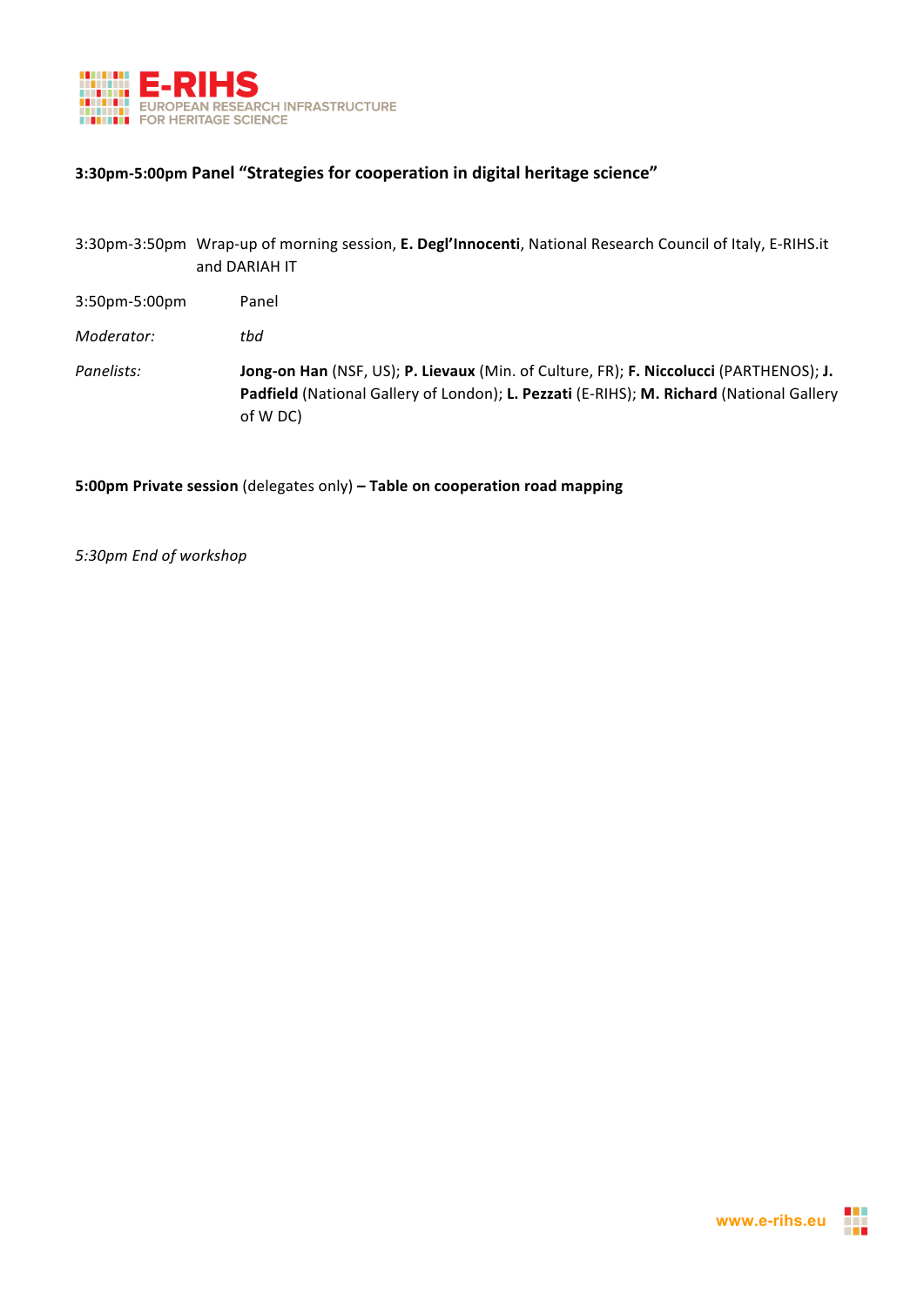**3:30pm-5:00pm Panel "Strategies for cooperation in digital heritage science"**

3:30pm-3:50pm Wrap-up of morning session, **E. Degl'Innocenti**, National Research Council of Italy, E-RIHS.it and DARIAH IT

3:50pm-5:00pm Panel

*Moderator:* *tbd*

*Panelists:* **Jong-on Han** (NSF, US); **P. Lievaux** (Min. of Culture, FR); **F. Niccolucci** (PARTHENOS); **J. Padfield** (National Gallery of London); **L. Pezzati** (E-RIHS); **M. Richard** (National Gallery of W DC)

**5:00pm Private session** (delegates only) **– Table on cooperation road mapping**

*5:30pm End of workshop*